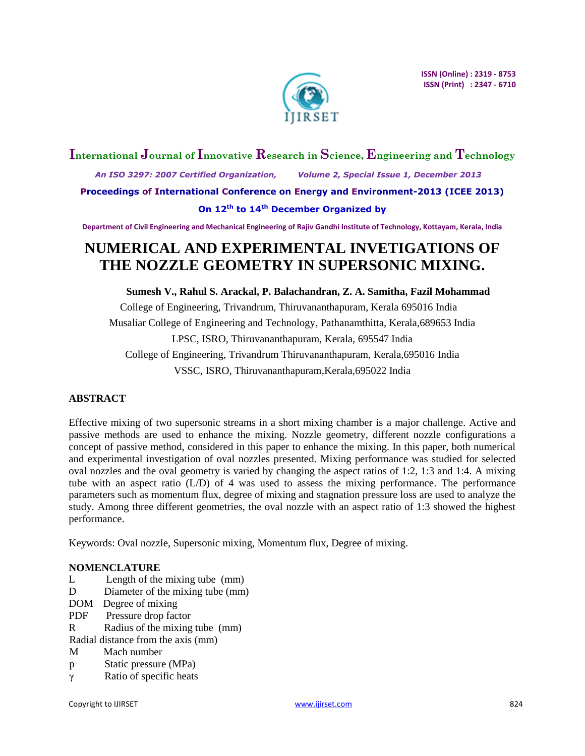# NUMERICAL AND EXPERIMENTAL INVETIGATIONS OF THE NOZZLE GEOMETRY IN SUPERSONIC MIXING.

**Sumesh V., Rahul S. Arackal, P. Balachandran, Z. A. Samitha, Fazil Mohammad**

College of Engineering, Trivandrum, Thiruvananthapuram, Kerala 695016 India

Musaliar College of Engineering and Technology, Pathanamthitta, Kerala,689653 India

LPSC, ISRO, Thiruvananthapuram, Kerala, 695547 India

College of Engineering, Trivandrum Thiruvananthapuram, Kerala,695016 India

VSSC, ISRO, Thiruvananthapuram,Kerala,695022 India

## ABSTRACT

Effective mixing of two supersonic streams in a short mixing chamber is a major challenge. Active and passive methods are used to enhance the mixing. Nozzle geometry, different nozzle configurations a concept of passive method, considered in this paper to enhance the mixing. In this paper, both numerical and experimental investigation of oval nozzles presented. Mixing performance was studied for selected oval nozzles and the oval geometry is varied by changing the aspect ratios of 1:2, 1:3 and 1:4. A mixing tube with an aspect ratio (L/D) of 4 was used to assess the mixing performance. The performance parameters such as momentum flux, degree of mixing and stagnation pressure loss are used to analyze the study. Among three different geometries, the oval nozzle with an aspect ratio of 1:3 showed the highest performance.

Keywords: Oval nozzle, Supersonic mixing, Momentum flux, Degree of mixing.

## NOMENCLATURE

| | |
|---|---|
| L | Length of the mixing tube (mm) |
| D | Diameter of the mixing tube (mm) |
| DOM | Degree of mixing |
| PDF | Pressure drop factor |
| R | Radius of the mixing tube (mm) |
| | Radial distance from the axis (mm) |
| M | Mach number |
| p | Static pressure (MPa) |
| $\gamma$ | Ratio of specific heats |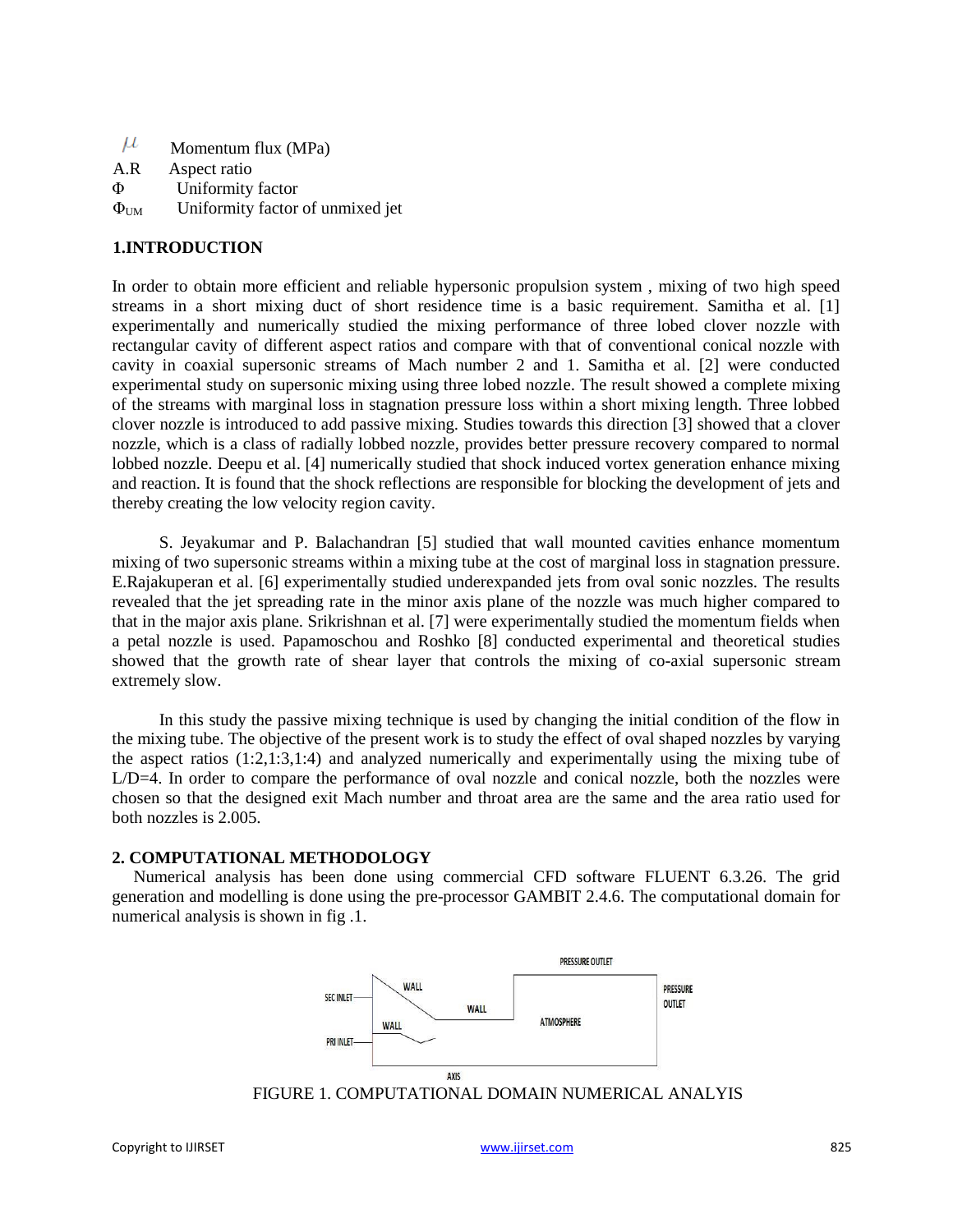| | |
|---|---|
| $\mu$ | Momentum flux (MPa) |
| A.R | Aspect ratio |
| $\Phi$ | Uniformity factor |
| $\Phi_{UM}$ | Uniformity factor of unmixed jet |

## 1.INTRODUCTION

In order to obtain more efficient and reliable hypersonic propulsion system , mixing of two high speed streams in a short mixing duct of short residence time is a basic requirement. Samitha et al. [1] experimentally and numerically studied the mixing performance of three lobed clover nozzle with rectangular cavity of different aspect ratios and compare with that of conventional conical nozzle with cavity in coaxial supersonic streams of Mach number 2 and 1. Samitha et al. [2] were conducted experimental study on supersonic mixing using three lobed nozzle. The result showed a complete mixing of the streams with marginal loss in stagnation pressure loss within a short mixing length. Three lobbed clover nozzle is introduced to add passive mixing. Studies towards this direction [3] showed that a clover nozzle, which is a class of radially lobbed nozzle, provides better pressure recovery compared to normal lobbed nozzle. Deepu et al. [4] numerically studied that shock induced vortex generation enhance mixing and reaction. It is found that the shock reflections are responsible for blocking the development of jets and thereby creating the low velocity region cavity.

S. Jeyakumar and P. Balachandran [5] studied that wall mounted cavities enhance momentum mixing of two supersonic streams within a mixing tube at the cost of marginal loss in stagnation pressure. E.Rajakuperan et al. [6] experimentally studied underexpanded jets from oval sonic nozzles. The results revealed that the jet spreading rate in the minor axis plane of the nozzle was much higher compared to that in the major axis plane. Srikrishnan et al. [7] were experimentally studied the momentum fields when a petal nozzle is used. Papamoschou and Roshko [8] conducted experimental and theoretical studies showed that the growth rate of shear layer that controls the mixing of co-axial supersonic stream extremely slow.

In this study the passive mixing technique is used by changing the initial condition of the flow in the mixing tube. The objective of the present work is to study the effect of oval shaped nozzles by varying the aspect ratios (1:2,1:3,1:4) and analyzed numerically and experimentally using the mixing tube of L/D=4. In order to compare the performance of oval nozzle and conical nozzle, both the nozzles were chosen so that the designed exit Mach number and throat area are the same and the area ratio used for both nozzles is 2.005.

## 2. COMPUTATIONAL METHODOLOGY

Numerical analysis has been done using commercial CFD software FLUENT 6.3.26. The grid generation and modelling is done using the pre-processor GAMBIT 2.4.6. The computational domain for numerical analysis is shown in fig .1.

FIGURE 1. COMPUTATIONAL DOMAIN NUMERICAL ANALYIS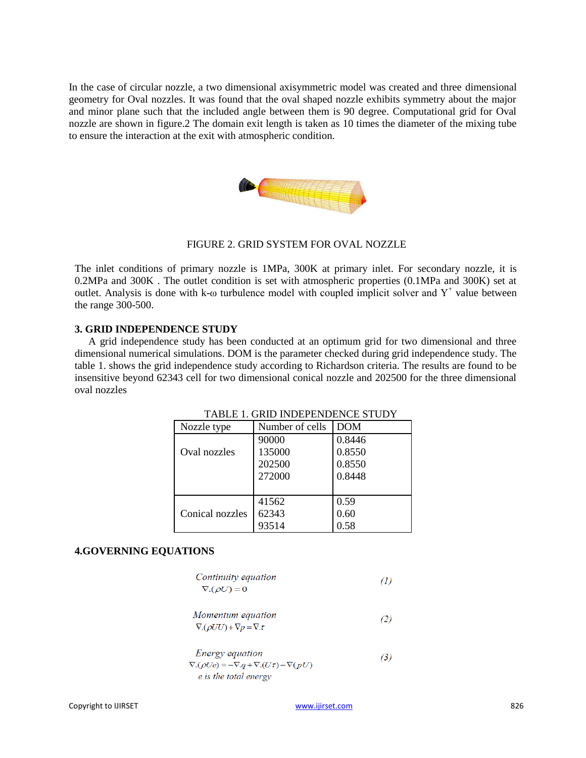In the case of circular nozzle, a two dimensional axisymmetric model was created and three dimensional geometry for Oval nozzles. It was found that the oval shaped nozzle exhibits symmetry about the major and minor plane such that the included angle between them is 90 degree. Computational grid for Oval nozzle are shown in figure.2 The domain exit length is taken as 10 times the diameter of the mixing tube to ensure the interaction at the exit with atmospheric condition.

FIGURE 2. GRID SYSTEM FOR OVAL NOZZLE

The inlet conditions of primary nozzle is 1MPa, 300K at primary inlet. For secondary nozzle, it is 0.2MPa and 300K . The outlet condition is set with atmospheric properties (0.1MPa and 300K) set at outlet. Analysis is done with k-ω turbulence model with coupled implicit solver and $Y^+$ value between the range 300-500.

## 3. GRID INDEPENDENCE STUDY

A grid independence study has been conducted at an optimum grid for two dimensional and three dimensional numerical simulations. DOM is the parameter checked during grid independence study. The table 1. shows the grid independence study according to Richardson criteria. The results are found to be insensitive beyond 62343 cell for two dimensional conical nozzle and 202500 for the three dimensional oval nozzles

TABLE 1. GRID INDEPENDENCE STUDY

| Nozzle type | Number of cells | DOM |
|---|---|---|
| Oval nozzles | 90000 | 0.8446 |
| | 135000 | 0.8550 |
| | 202500 | 0.8550 |
| | 272000 | 0.8448 |
| Conical nozzles | 41562 | 0.59 |
| | 62343 | 0.60 |
| | 93514 | 0.58 |

## 4.GOVERNING EQUATIONS

*Continuity equation*

$$\nabla.(\rho U) = 0 \tag{1}$$

*Momentum equation*

$$\nabla.(\rho UU) + \nabla p = \nabla.\tau \tag{2}$$

*Energy equation*

$$\nabla.(\rho Ue) = -\nabla.q + \nabla.(U\tau) - \nabla(pU) \tag{3}$$

*e is the total energy*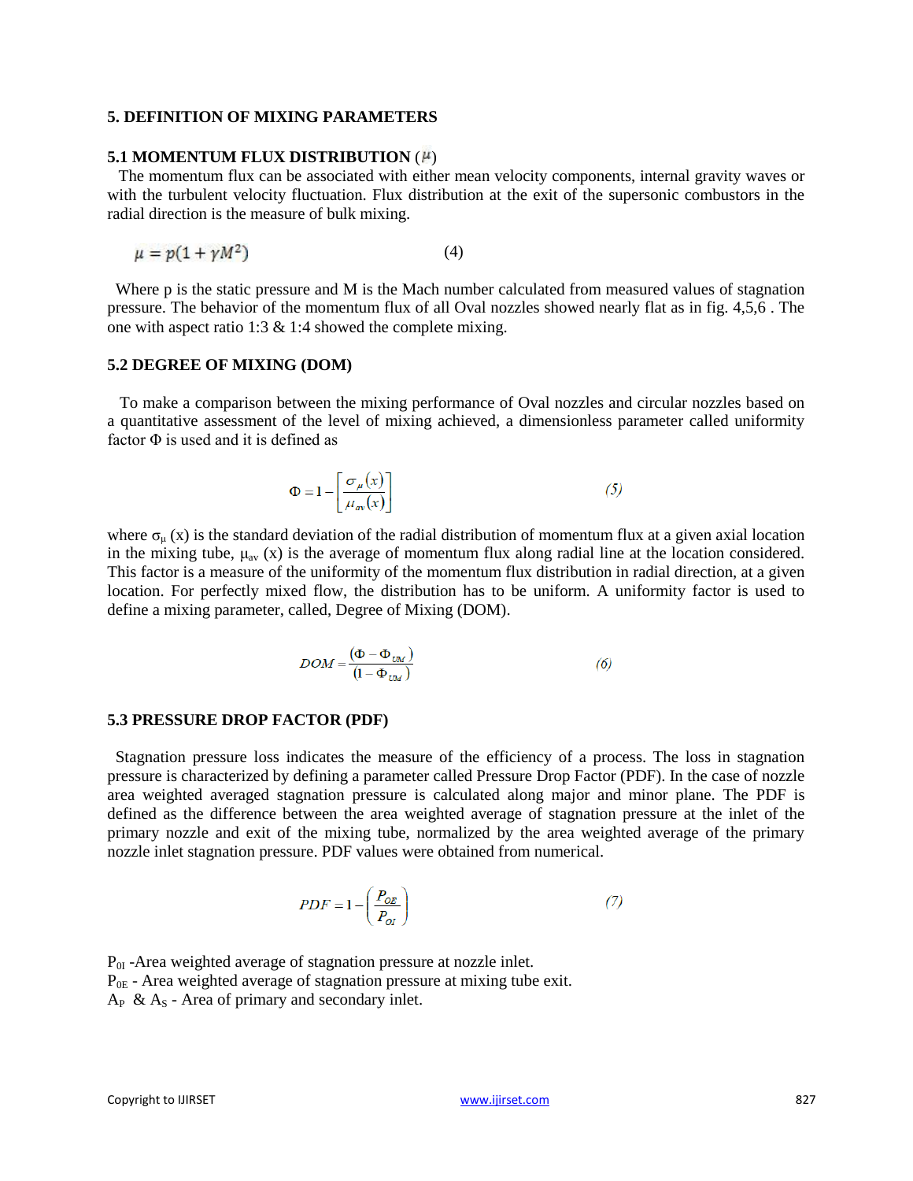## 5. DEFINITION OF MIXING PARAMETERS

### 5.1 MOMENTUM FLUX DISTRIBUTION ($\mu$)

The momentum flux can be associated with either mean velocity components, internal gravity waves or with the turbulent velocity fluctuation. Flux distribution at the exit of the supersonic combustors in the radial direction is the measure of bulk mixing.

$$\mu = p(1 + \gamma M^2) \tag{4}$$

Where p is the static pressure and M is the Mach number calculated from measured values of stagnation pressure. The behavior of the momentum flux of all Oval nozzles showed nearly flat as in fig. 4,5,6 . The one with aspect ratio 1:3 & 1:4 showed the complete mixing.

### 5.2 DEGREE OF MIXING (DOM)

To make a comparison between the mixing performance of Oval nozzles and circular nozzles based on a quantitative assessment of the level of mixing achieved, a dimensionless parameter called uniformity factor $\Phi$ is used and it is defined as

$$\Phi = 1 - \left[\frac{\sigma_{\mu}(x)}{\mu_{av}(x)}\right] \tag{5}$$

where $\sigma_{\mu}(x)$ is the standard deviation of the radial distribution of momentum flux at a given axial location in the mixing tube, $\mu_{av}(x)$ is the average of momentum flux along radial line at the location considered. This factor is a measure of the uniformity of the momentum flux distribution in radial direction, at a given location. For perfectly mixed flow, the distribution has to be uniform. A uniformity factor is used to define a mixing parameter, called, Degree of Mixing (DOM).

$$DOM = \frac{(\Phi - \Phi_{UM})}{(1 - \Phi_{UM})} \tag{6}$$

### 5.3 PRESSURE DROP FACTOR (PDF)

Stagnation pressure loss indicates the measure of the efficiency of a process. The loss in stagnation pressure is characterized by defining a parameter called Pressure Drop Factor (PDF). In the case of nozzle area weighted averaged stagnation pressure is calculated along major and minor plane. The PDF is defined as the difference between the area weighted average of stagnation pressure at the inlet of the primary nozzle and exit of the mixing tube, normalized by the area weighted average of the primary nozzle inlet stagnation pressure. PDF values were obtained from numerical.

$$PDF = 1 - \left(\frac{P_{OE}}{P_{OI}}\right) \tag{7}$$

$P_{0I}$ -Area weighted average of stagnation pressure at nozzle inlet.  
$P_{0E}$ - Area weighted average of stagnation pressure at mixing tube exit.  
$A_P$ & $A_S$ - Area of primary and secondary inlet.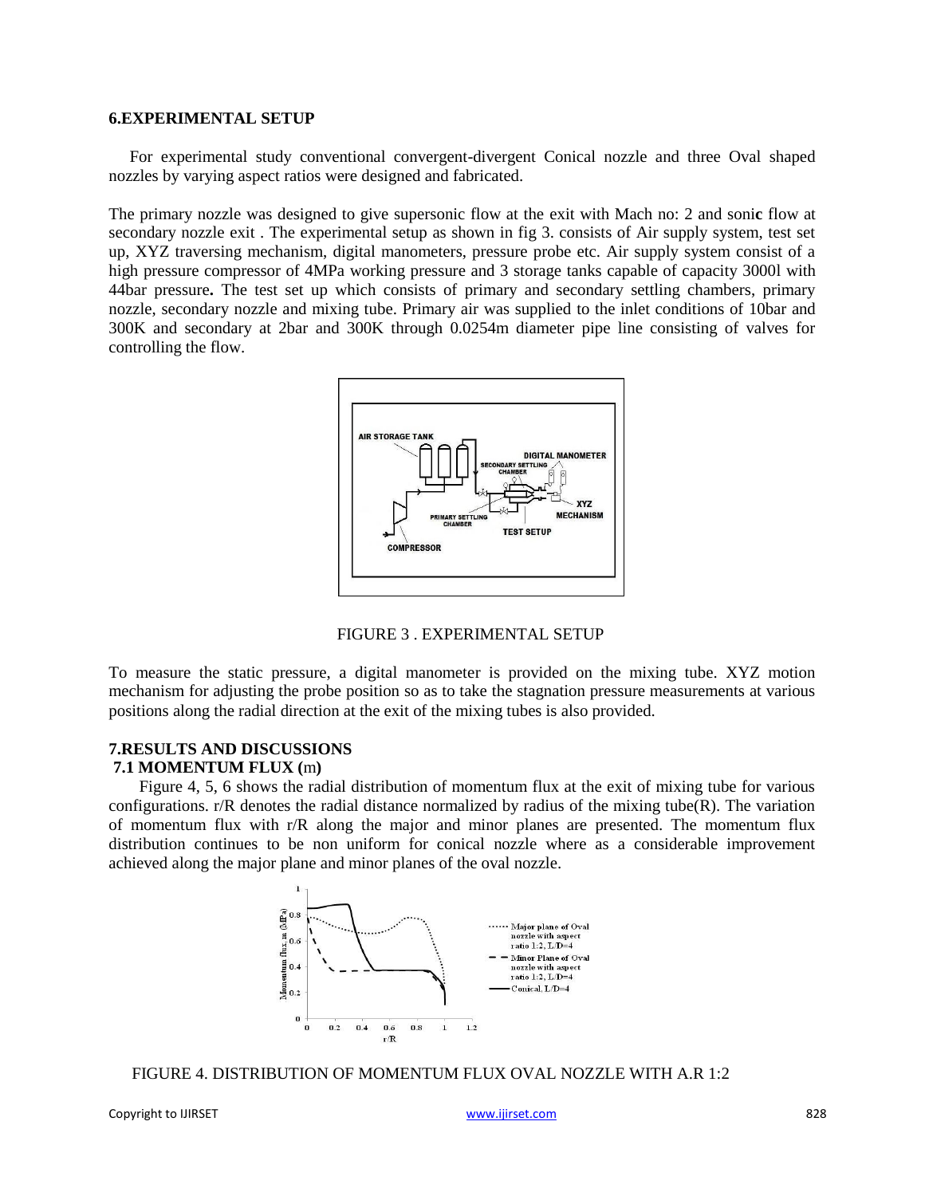## 6.EXPERIMENTAL SETUP

For experimental study conventional convergent-divergent Conical nozzle and three Oval shaped nozzles by varying aspect ratios were designed and fabricated.

The primary nozzle was designed to give supersonic flow at the exit with Mach no: 2 and sonic flow at secondary nozzle exit . The experimental setup as shown in fig 3. consists of Air supply system, test set up, XYZ traversing mechanism, digital manometers, pressure probe etc. Air supply system consist of a high pressure compressor of 4MPa working pressure and 3 storage tanks capable of capacity 3000l with 44bar pressure**.** The test set up which consists of primary and secondary settling chambers, primary nozzle, secondary nozzle and mixing tube. Primary air was supplied to the inlet conditions of 10bar and 300K and secondary at 2bar and 300K through 0.0254m diameter pipe line consisting of valves for controlling the flow.

FIGURE 3 . EXPERIMENTAL SETUP

To measure the static pressure, a digital manometer is provided on the mixing tube. XYZ motion mechanism for adjusting the probe position so as to take the stagnation pressure measurements at various positions along the radial direction at the exit of the mixing tubes is also provided.

## 7.RESULTS AND DISCUSSIONS

### 7.1 MOMENTUM FLUX (m)

Figure 4, 5, 6 shows the radial distribution of momentum flux at the exit of mixing tube for various configurations. r/R denotes the radial distance normalized by radius of the mixing tube(R). The variation of momentum flux with r/R along the major and minor planes are presented. The momentum flux distribution continues to be non uniform for conical nozzle where as a considerable improvement achieved along the major plane and minor planes of the oval nozzle.

FIGURE 4. DISTRIBUTION OF MOMENTUM FLUX OVAL NOZZLE WITH A.R 1:2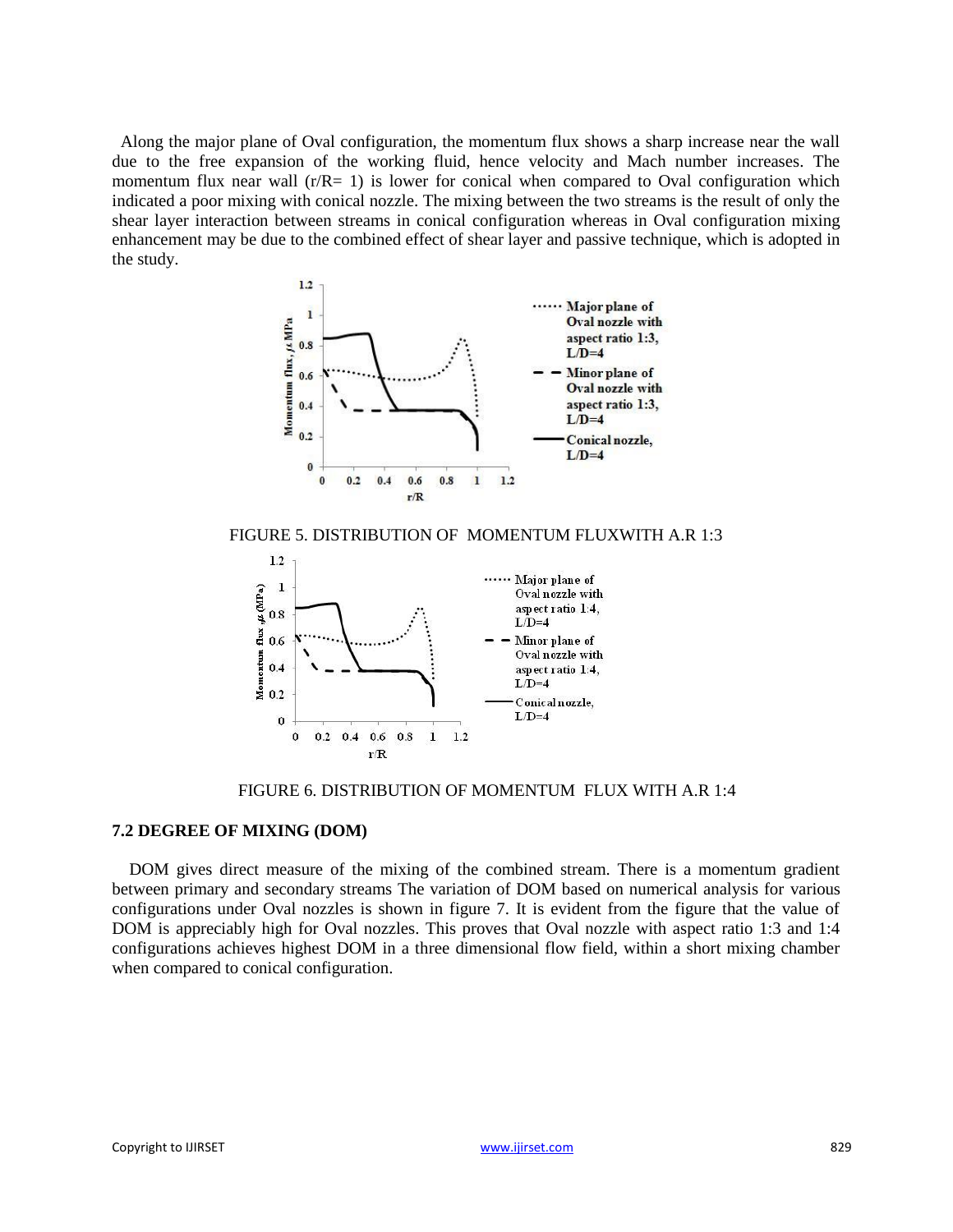Along the major plane of Oval configuration, the momentum flux shows a sharp increase near the wall due to the free expansion of the working fluid, hence velocity and Mach number increases. The momentum flux near wall (r/R= 1) is lower for conical when compared to Oval configuration which indicated a poor mixing with conical nozzle. The mixing between the two streams is the result of only the shear layer interaction between streams in conical configuration whereas in Oval configuration mixing enhancement may be due to the combined effect of shear layer and passive technique, which is adopted in the study.

FIGURE 5. DISTRIBUTION OF MOMENTUM FLUXWITH A.R 1:3

FIGURE 6. DISTRIBUTION OF MOMENTUM FLUX WITH A.R 1:4

### 7.2 DEGREE OF MIXING (DOM)

DOM gives direct measure of the mixing of the combined stream. There is a momentum gradient between primary and secondary streams The variation of DOM based on numerical analysis for various configurations under Oval nozzles is shown in figure 7. It is evident from the figure that the value of DOM is appreciably high for Oval nozzles. This proves that Oval nozzle with aspect ratio 1:3 and 1:4 configurations achieves highest DOM in a three dimensional flow field, within a short mixing chamber when compared to conical configuration.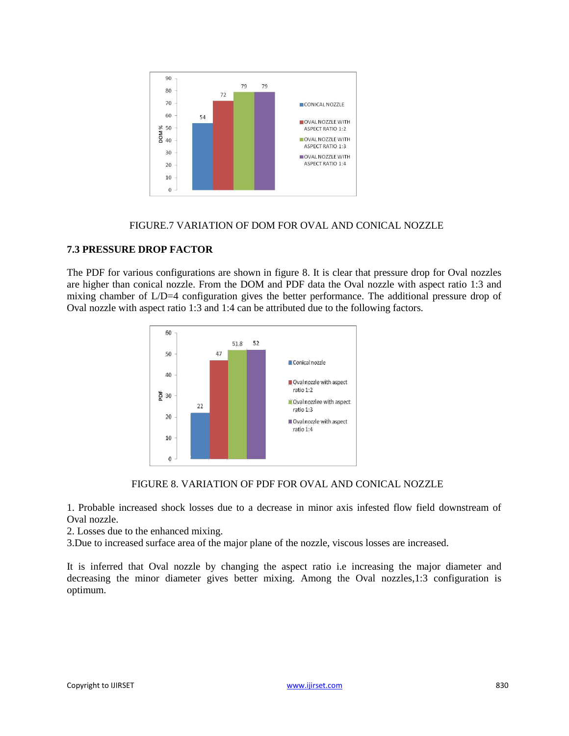FIGURE.7 VARIATION OF DOM FOR OVAL AND CONICAL NOZZLE

### 7.3 PRESSURE DROP FACTOR

The PDF for various configurations are shown in figure 8. It is clear that pressure drop for Oval nozzles are higher than conical nozzle. From the DOM and PDF data the Oval nozzle with aspect ratio 1:3 and mixing chamber of L/D=4 configuration gives the better performance. The additional pressure drop of Oval nozzle with aspect ratio 1:3 and 1:4 can be attributed due to the following factors.

FIGURE 8. VARIATION OF PDF FOR OVAL AND CONICAL NOZZLE

1. Probable increased shock losses due to a decrease in minor axis infested flow field downstream of Oval nozzle.
2. Losses due to the enhanced mixing.
3. Due to increased surface area of the major plane of the nozzle, viscous losses are increased.

It is inferred that Oval nozzle by changing the aspect ratio i.e increasing the major diameter and decreasing the minor diameter gives better mixing. Among the Oval nozzles,1:3 configuration is optimum.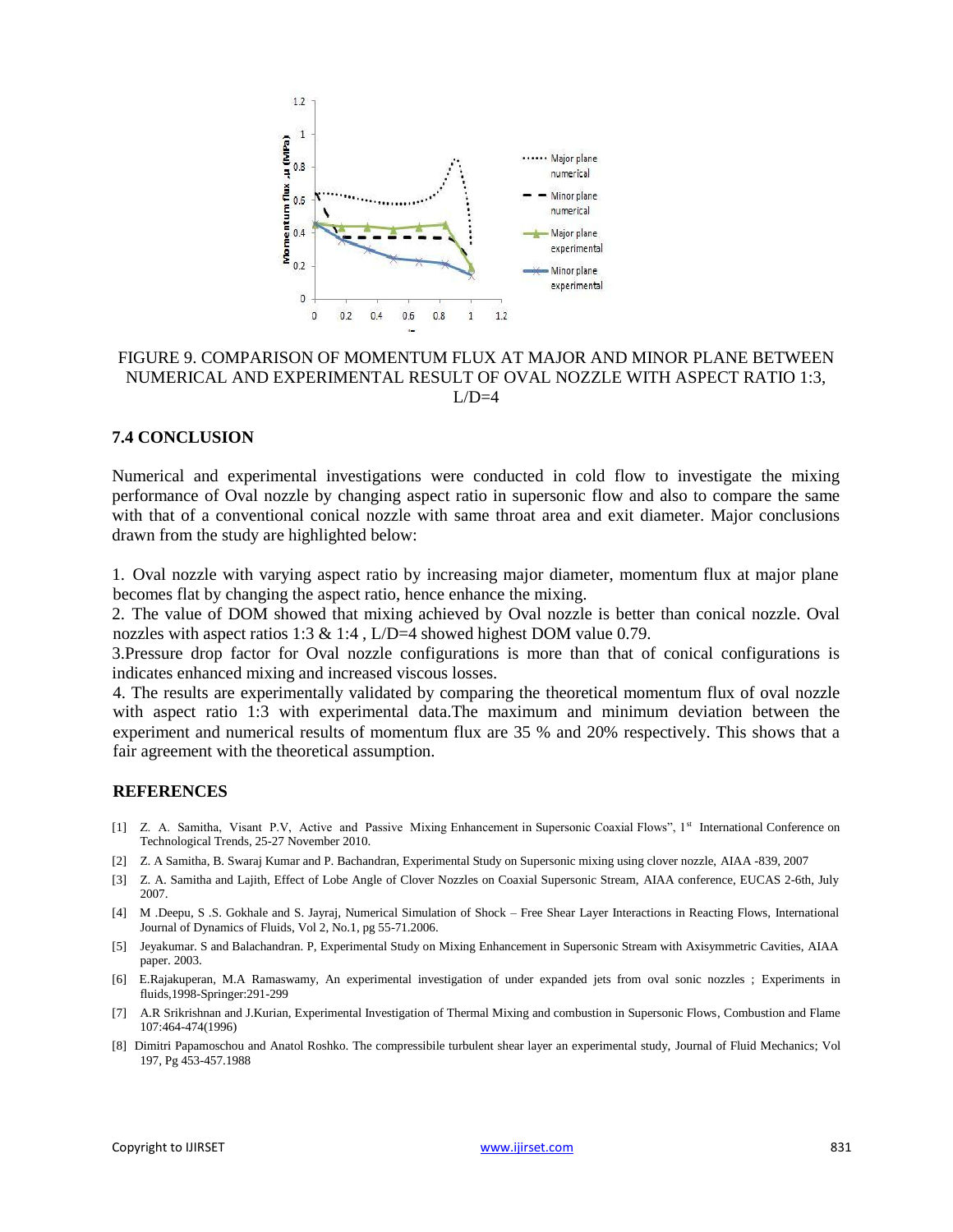1.2
1
0.8
0.6
0.4
0.2
0
Momentum flux, μ (MPa)
0 0.2 0.4 0.6 0.8 1 1.2

Major plane numerical
Minor plane numerical
Major plane experimental
Minor plane experimental

FIGURE 9. COMPARISON OF MOMENTUM FLUX AT MAJOR AND MINOR PLANE BETWEEN NUMERICAL AND EXPERIMENTAL RESULT OF OVAL NOZZLE WITH ASPECT RATIO 1:3, L/D=4

## 7.4 CONCLUSION

Numerical and experimental investigations were conducted in cold flow to investigate the mixing performance of Oval nozzle by changing aspect ratio in supersonic flow and also to compare the same with that of a conventional conical nozzle with same throat area and exit diameter. Major conclusions drawn from the study are highlighted below:

1. Oval nozzle with varying aspect ratio by increasing major diameter, momentum flux at major plane becomes flat by changing the aspect ratio, hence enhance the mixing.
2. The value of DOM showed that mixing achieved by Oval nozzle is better than conical nozzle. Oval nozzles with aspect ratios 1:3 & 1:4 , L/D=4 showed highest DOM value 0.79.
3. Pressure drop factor for Oval nozzle configurations is more than that of conical configurations is indicates enhanced mixing and increased viscous losses.
4. The results are experimentally validated by comparing the theoretical momentum flux of oval nozzle with aspect ratio 1:3 with experimental data.The maximum and minimum deviation between the experiment and numerical results of momentum flux are 35 % and 20% respectively. This shows that a fair agreement with the theoretical assumption.

## REFERENCES

[1] Z. A. Samitha, Visant P.V, Active and Passive Mixing Enhancement in Supersonic Coaxial Flows", 1st International Conference on Technological Trends, 25-27 November 2010.

[2] Z. A Samitha, B. Swaraj Kumar and P. Bachandran, Experimental Study on Supersonic mixing using clover nozzle, AIAA -839, 2007

[3] Z. A. Samitha and Lajith, Effect of Lobe Angle of Clover Nozzles on Coaxial Supersonic Stream, AIAA conference, EUCAS 2-6th, July 2007.

[4] M .Deepu, S .S. Gokhale and S. Jayraj, Numerical Simulation of Shock – Free Shear Layer Interactions in Reacting Flows, International Journal of Dynamics of Fluids, Vol 2, No.1, pg 55-71.2006.

[5] Jeyakumar. S and Balachandran. P, Experimental Study on Mixing Enhancement in Supersonic Stream with Axisymmetric Cavities, AIAA paper. 2003.

[6] E.Rajakuperan, M.A Ramaswamy, An experimental investigation of under expanded jets from oval sonic nozzles ; Experiments in fluids,1998-Springer:291-299

[7] A.R Srikrishnan and J.Kurian, Experimental Investigation of Thermal Mixing and combustion in Supersonic Flows, Combustion and Flame 107:464-474(1996)

[8] Dimitri Papamoschou and Anatol Roshko. The compressibile turbulent shear layer an experimental study, Journal of Fluid Mechanics; Vol 197, Pg 453-457.1988